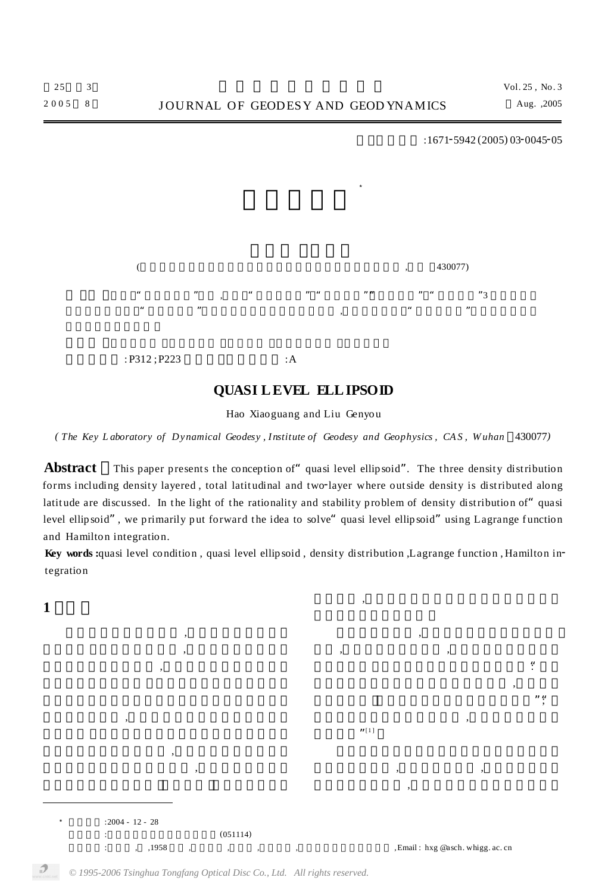:1671-5942(2005)03-0045-05

(, 430077)

: P312 ; P223 :A

## QUASI LEVEL ELLIPSOID

Hao Xiaoguang and Liu Genyou

*( The Key Laboratory of Dynamical Geodesy , Institute of Geodesy and Geophysics , CAS , Wuhan 430077)*

**Abstract** This paper presents the conception of“ quasi level ellipsoid”. The three density distribution forms including density layered , total latitudinal and two-layer where outside density is distributed along latitude are discussed. In the light of the rationality and stability problem of density distribution of“ quasi level ellipsoid”, we primarily put forward the idea to solve“ quasi level ellipsoid” using Lagrange function and Hamilton integration.

**Key words :** quasi level condition , quasi level ellipsoid , density distribution ,Lagrange function , Hamilton integration

## 1

”[1]

---

* :2004 - 12 - 28
: (051114)
: , ,1958 , , , , , Email : hxg @asch. whigg. ac. cn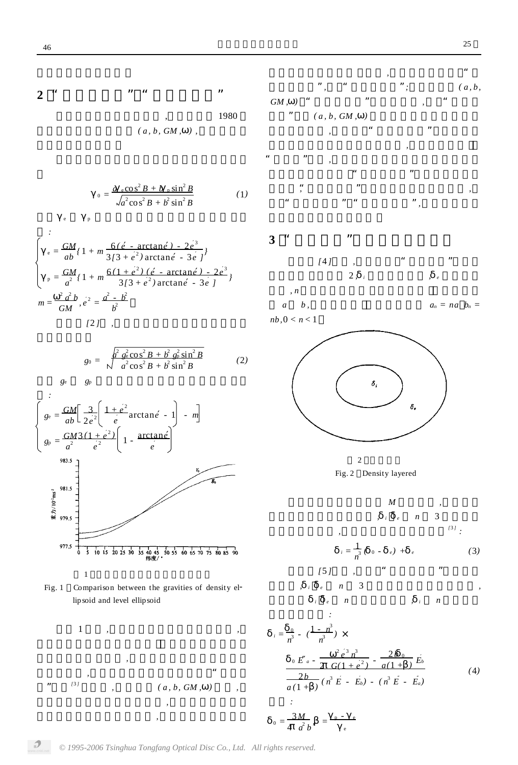## 2 “ ”“ ”

, 1980 $(a, b, GM, \omega)$ ,

$$\gamma_0 = \frac{a\gamma_e \cos^2 B + b\gamma_p \sin^2 B}{\sqrt{a^2\cos^2 B + b^2 \sin^2 B}} \tag{1}$$

$\gamma_e$ $\gamma_p$ :

$$\begin{cases} \gamma_e = \dfrac{GM}{ab}\left\{1 + m\dfrac{6(e' - \arctan e') - 2e'^3}{3[3 + e'^2)\arctan e' - 3e']}\right\} \\ \gamma_p = \dfrac{GM}{a^2}\left\{1 + m\dfrac{6(1 + e'^2)(e' - \arctan e') - 2e'^3}{3[3 + e'^2)\arctan e' - 3e']}\right\} \end{cases}$$

$m = \dfrac{\omega^2 a^2 b}{GM}$, $e'^2 = \dfrac{a^2 - b^2}{b^2}$ 。

[2] ,

$$g_0 = \sqrt{\frac{a^2 g_e^2 \cos^2 B + b^2 g_p^2 \sin^2 B}{a^2\cos^2 B + b^2 \sin^2 B}} \tag{2}$$

$g_e$ $g_p$ :

$$\begin{cases} g_e = \dfrac{GM}{ab}\left[\dfrac{3}{2e'^2}\left(\dfrac{1 + e'^2}{e'}\arctan e' - 1\right) - m\right] \\ g_p = \dfrac{GM}{a^2}\dfrac{3(1 + e'^2)}{e'^2}\left(1 - \dfrac{\arctan e'}{e'}\right) \end{cases}$$

1

Fig. 1 Comparison between the gravities of density ellipsoid and level ellipsoid

1 , , , , “ ” [3] , $(a, b, GM, \omega)$ , , ,

, “ ” , “ ” ; $(a, b, GM, \omega)$ “ ” , “ ” $(a, b, GM, \omega)$ , “ ” , “ ” , “ ” “ ” , “ ” “ ” ,

## 3 “ ”

[4] , “ ” 2, $\delta_i$ , $\delta_e$ , $n$ $a$ $b$, $a_n = na$, $b_n = nb$, $0 < n < 1$。

2

Fig. 2 Density layered

$M$ , , $\delta_i$ $\delta_e$ $n$ 3 , [3] :

$$\delta_i = \frac{1}{n^3}(\delta_0 - \delta_e) + \delta_e \tag{3}$$

[5] , “ ” , $\delta_i$ $\delta_e$ $n$ 3 , $\delta_i$ $\delta_e$ $n$ , $\delta_i$ $n$ :

$$\delta_i = \frac{\delta_0}{n^3} - \left(\frac{1 - n^3}{n^3}\right) \times \frac{\delta_0 E''_a - \dfrac{\omega^2 e'^3 n^3}{2\pi G(1 + e'^2)} - \dfrac{2b\delta_0}{a(1 + \beta)}E'_b}{\dfrac{2b}{a(1 + \beta)}(n^3 E' - E'_b) - (n^3 E'' - E''_a)} \tag{4}$$

:

$\delta_0 = \dfrac{3M}{4\pi a^2 b}$, $\beta = \dfrac{\gamma_p - \gamma_e}{\gamma_e}$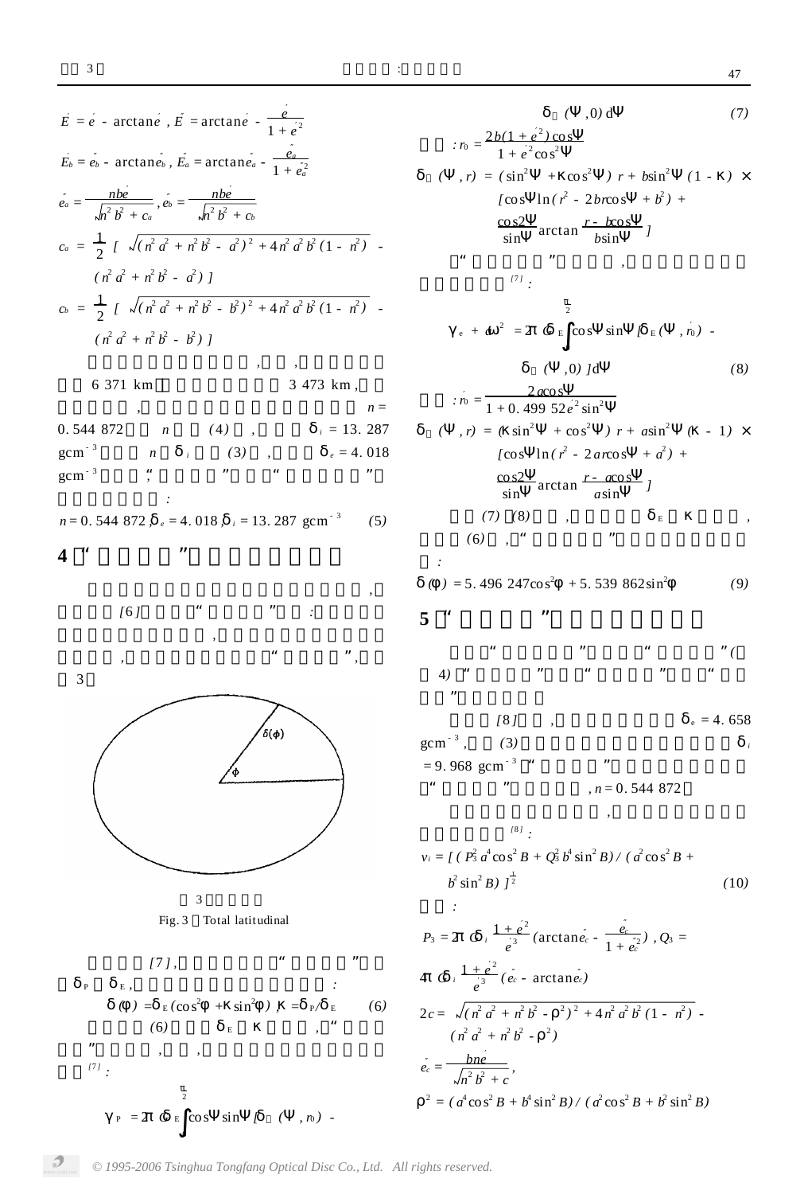$$\acute{E} = \acute{e} - \arctan\acute{e}\ ,\ \tilde{E} = \arctan\tilde{e} - \frac{\tilde{e}}{1+\tilde{e}^2}$$

$$\acute{E}_b = \tilde{e}_b - \arctan\tilde{e}_b\ ,\ \tilde{E}_a = \arctan\tilde{e}_a - \frac{\tilde{e}_a}{1+\tilde{e}_a^2}$$

$$\tilde{e}_a = \frac{nb\acute{e}}{\sqrt{n^2 b^2 + c_a}}\ ,\ \tilde{e}_b = \frac{nb\acute{e}}{\sqrt{n^2 b^2 + c_b}}$$

$$c_a = \frac{1}{2}\left[\sqrt{(n^2a^2 + n^2b^2 - a^2)^2 + 4n^2a^2b^2(1-n^2)} - (n^2a^2 + n^2b^2 - a^2)\right]$$

$$c_b = \frac{1}{2}\left[\sqrt{(n^2a^2 + n^2b^2 - b^2)^2 + 4n^2a^2b^2(1-n^2)} - (n^2a^2 + n^2b^2 - b^2)\right]$$

6 371 km 3 473 km, $n = 0.544\ 872$ $n$ (4) , $\delta_i = 13.287$ gcm$^{-3}$ $n$ $\delta_i$ (3) , $\delta_e = 4.018$ gcm$^{-3}$ " " " ":

$$n = 0.544\ 872,\ \delta_e = 4.018,\ \delta_i = 13.287\ \text{gcm}^{-3} \qquad (5)$$

## 4 " "

[6] " " : " ", 3

图 3

Fig. 3 Total latitudinal

[7], " " $\delta_P$ $\delta_E$, :

$$\delta(\varphi) = \delta_E(\cos^2\varphi + \kappa\sin^2\varphi),\ \kappa = \delta_P/\delta_E \qquad (6)$$

(6) $\delta_E$ $\kappa$ , " " [7]:

$$\gamma_P = 2\pi G\delta_E\int_0^{\frac{\pi}{2}}\cos\Psi\sin\Psi[\delta(\Psi, r_0) - \delta(\Psi, 0)]\mathrm{d}\Psi \qquad (7)$$

$$r_0 = \frac{2b(1+e'^2)\cos\Psi}{1+e'^2\cos^2\Psi}$$

$$\delta(\Psi, r) = (\sin^2\Psi + \kappa\cos^2\Psi)\,r + b\sin^2\Psi(1-\kappa)\times\left[\cos\Psi\ln(r^2 - 2br\cos\Psi + b^2) + \frac{\cos2\Psi}{\sin\Psi}\arctan\frac{r - b\cos\Psi}{b\sin\Psi}\right]$$

" " , [7]:

$$\gamma_e + a\omega^2 = 2\pi G\delta_E\int_0^{\frac{\pi}{2}}\cos\Psi\sin\Psi[\delta_E(\Psi, r'_0) - \delta(\Psi, 0)]\mathrm{d}\Psi \qquad (8)$$

$$r'_0 = \frac{2a\cos\Psi}{1 + 0.499\ 52e'^2\sin^2\Psi}$$

$$\delta(\Psi, r) = (\kappa\sin^2\Psi + \cos^2\Psi)\,r + a\sin^2\Psi(\kappa - 1)\times\left[\cos\Psi\ln(r^2 - 2ar\cos\Psi + a^2) + \frac{\cos2\Psi}{\sin\Psi}\arctan\frac{r - a\cos\Psi}{a\sin\Psi}\right]$$

(7) (8) , $\delta_E$ $\kappa$ , (6) , " " :

$$\delta(\varphi) = 5.496\ 247\cos^2\varphi + 5.539\ 862\sin^2\varphi \qquad (9)$$

## 5 " "

" " " "( 4) " " " " " "

[8] , $\delta_e = 4.658$ gcm$^{-3}$, (3) $\delta_i = 9.968$ gcm$^{-3}$ " " " " , $n = 0.544\ 872$

, [8]:

$$v_i = [(P_3^2a^4\cos^2B + Q_3^2b^4\sin^2B)/(a^2\cos^2B + b^2\sin^2B)]^{\frac{1}{2}} \qquad (10)$$

:

$$P_3 = 2\pi G\delta_i\frac{1+e'^2}{e'^3}\left(\arctan\tilde{e}_c - \frac{\tilde{e}_c}{1+\tilde{e}_c^2}\right),\ Q_3 = 4\pi G\delta_i\frac{1+e'^2}{e'^3}(\tilde{e}_c - \arctan\tilde{e}_c)$$

$$2c = \sqrt{(n^2a^2 + n^2b^2 - \rho^2)^2 + 4n^2a^2b^2(1-n^2)} - (n^2a^2 + n^2b^2 - \rho^2)$$

$$\tilde{e}_c = \frac{bne'}{\sqrt{n^2b^2 + c}},$$

$$\rho^2 = (a^4\cos^2B + b^4\sin^2B)/(a^2\cos^2B + b^2\sin^2B)$$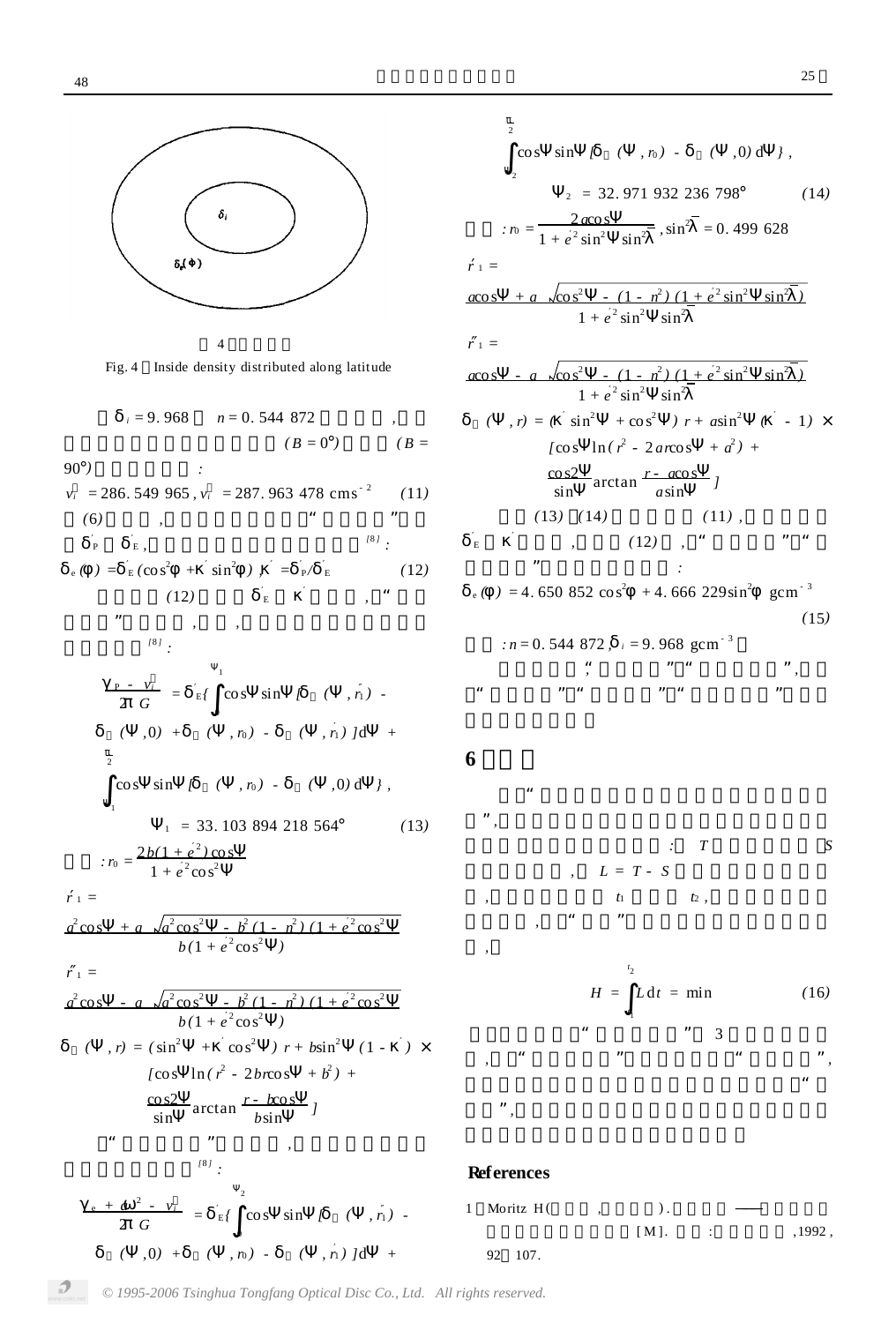$\delta_i$

$\delta_e(\phi)$

4

Fig. 4　Inside density distributed along latitude

$\delta_i = 9.968$　$n = 0.544\ 872$ ，，$(B = 0°)$　$(B = 90°)$ ：

$$v_i^{赤} = 286.549\ 965, v_i^{极} = 287.963\ 478\ \mathrm{cms}^{-2} \quad (11)$$

(6) ，" " $\delta'_P$　$\delta'_E$，[8]：

$$\delta_e(\phi) = \delta'_E(\cos^2\phi + \kappa'\sin^2\phi)\ \kappa' = \delta'_P/\delta'_E \quad (12)$$

(12)　$\delta'_E$　$\kappa'$　，" "，，[8]：

$$\frac{\gamma_P - v_i^{极}}{2\pi G} = \delta'_E\{\int^{\Psi_1} \cos\Psi\sin\Psi[\delta_{极}(\Psi, r''_1) - \delta_{极}(\Psi, 0) + \delta_{极}(\Psi, r_0) - \delta_{极}(\Psi, r'_1)]\mathrm{d}\Psi + \int_{\Psi_1}^{\frac{\pi}{2}} \cos\Psi\sin\Psi[\delta_{极}(\Psi, r_0) - \delta_{极}(\Psi, 0)\mathrm{d}\Psi\},$$

$$\Psi_1 = 33.103\ 894\ 218\ 564° \quad (13)$$

：$r_0 = \dfrac{2b(1 + e'^2)\cos\Psi}{1 + e'^2\cos^2\Psi}$

$$r'_1 = \frac{a^2\cos\Psi + a\sqrt{a^2\cos^2\Psi - b^2(1 - n^2)(1 + e'^2\cos^2\Psi)}}{b(1 + e'^2\cos^2\Psi)}$$

$$r''_1 = \frac{a^2\cos\Psi - a\sqrt{a^2\cos^2\Psi - b^2(1 - n^2)(1 + e'^2\cos^2\Psi)}}{b(1 + e'^2\cos^2\Psi)}$$

$$\delta_{极}(\Psi, r) = (\sin^2\Psi + \kappa'\cos^2\Psi)\,r + b\sin^2\Psi(1 - \kappa') \times [\cos\Psi\ln(r^2 - 2br\cos\Psi + b^2) + \frac{\cos 2\Psi}{\sin\Psi}\arctan\frac{r - b\cos\Psi}{b\sin\Psi}]$$

" " ，[8]：

$$\frac{\gamma_e + \omega^2 - v_i^{赤}}{2\pi G} = \delta'_E\{\int^{\Psi_2} \cos\Psi\sin\Psi[\delta_{赤}(\Psi, r''_1) - \delta_{赤}(\Psi, 0) + \delta_{赤}(\Psi, r_0) - \delta_{赤}(\Psi, r'_1)]\mathrm{d}\Psi + \int_{\Psi_2}^{\frac{\pi}{2}} \cos\Psi\sin\Psi[\delta_{赤}(\Psi, r_0) - \delta_{赤}(\Psi, 0)\mathrm{d}\Psi\},$$

$$\Psi_2 = 32.971\ 932\ 236\ 798° \quad (14)$$

：$r_0 = \dfrac{2a\cos\Psi}{1 + e'^2\sin^2\Psi\sin^2\bar{\lambda}}$，$\sin^2\bar{\lambda} = 0.499\ 628$

$$r'_1 = \frac{a\cos\Psi + a\sqrt{\cos^2\Psi - (1 - n^2)(1 + e'^2\sin^2\Psi\sin^2\bar{\lambda})}}{1 + e'^2\sin^2\Psi\sin^2\bar{\lambda}}$$

$$r''_1 = \frac{a\cos\Psi - a\sqrt{\cos^2\Psi - (1 - n^2)(1 + e'^2\sin^2\Psi\sin^2\bar{\lambda})}}{1 + e'^2\sin^2\Psi\sin^2\bar{\lambda}}$$

$$\delta_{赤}(\Psi, r) = (\kappa'\sin^2\Psi + \cos^2\Psi)\,r + a\sin^2\Psi(\kappa' - 1) \times [\cos\Psi\ln(r^2 - 2ar\cos\Psi + a^2) + \frac{\cos 2\Psi}{\sin\Psi}\arctan\frac{r - a\cos\Psi}{a\sin\Psi}]$$

(13) (14) (11)，$\delta'_E$　$\kappa'$　，(12)，" " " " ：

$$\delta_e(\phi) = 4.650\ 852\cos^2\phi + 4.666\ 229\sin^2\phi\ \ \mathrm{gcm}^{-3} \quad (15)$$

：$n = 0.544\ 872$，$\delta_i = 9.968\ \mathrm{gcm}^{-3}$

" " " "，" " " " " "

## 6

" "，：T　S，$L = T - S$，$t_1$　$t_2$，，" "，

$$H = \int_{t_1}^{t_2} L\,\mathrm{d}t = \min \quad (16)$$

" " 3，" " " "，" "，

## References

1　Moritz H( , ). —— [M]. : ,1992, 92～107.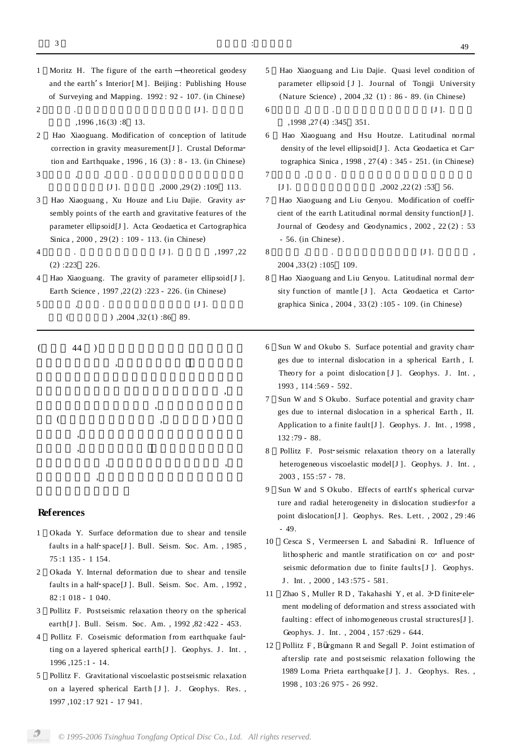1 Moritz H. The figure of the earth —theoretical geodesy and the earth's Interior[M]. Beijing: Publishing House of Surveying and Mapping. 1992: 92 - 107. (in Chinese)

2 . [J]. ,1996,16(3):8 13.

2 Hao Xiaoguang. Modification of conception of latitude correction in gravity measurement[J]. Crustal Deformation and Earthquake, 1996, 16 (3): 8 - 13. (in Chinese)

3 , , . [J]. ,2000,29(2):109 113.

3 Hao Xiaoguang, Xu Houze and Liu Dajie. Gravity assembly points of the earth and gravitative features of the parameter ellipsoid[J]. Acta Geodaetica et Cartographica Sinica, 2000, 29(2): 109 - 113. (in Chinese)

4 . [J]. ,1997,22(2):223 226.

4 Hao Xiaoguang. The gravity of parameter ellipsoid[J]. Earth Science, 1997,22(2):223 - 226. (in Chinese)

5 , . [J]. ( ),2004,32(1):86 89.

5 Hao Xiaoguang and Liu Dajie. Quasi level condition of parameter ellipsoid [J]. Journal of Tongji University (Nature Science), 2004,32 (1): 86 - 89. (in Chinese)

6 , . [J]. ,1998,27(4):345 351.

6 Hao Xiaoguang and Hsu Houtze. Latitudinal normal density of the level ellipsoid[J]. Acta Geodaetica et Cartographica Sinica, 1998, 27(4): 345 - 251. (in Chinese)

7 , . [J]. ,2002,22(2):53 56.

7 Hao Xiaoguang and Liu Genyou. Modification of coefficient of the earth Latitudinal normal density function[J]. Journal of Geodesy and Geodynamics, 2002, 22(2): 53 - 56. (in Chinese).

8 , . [J]. ,2004,33(2):105 109.

8 Hao Xiaoguang and Liu Genyou. Latitudinal normal density function of mantle [J]. Acta Geodaetica et Cartographica Sinica, 2004, 33(2):105 - 109. (in Chinese)

( 44 )

, , , ( , ) , , , , ,

## References

1 Okada Y. Surface deformation due to shear and tensile faults in a half-space[J]. Bull. Seism. Soc. Am., 1985, 75:1 135 - 1 154.

2 Okada Y. Internal deformation due to shear and tensile faults in a half-space[J]. Bull. Seism. Soc. Am., 1992, 82:1 018 - 1 040.

3 Pollitz F. Postseismic relaxation theory on the spherical earth[J]. Bull. Seism. Soc. Am., 1992,82:422 - 453.

4 Pollitz F. Coseismic deformation from earthquake faulting on a layered spherical earth[J]. Geophys. J. Int., 1996,125:1 - 14.

5 Pollitz F. Gravitational viscoelastic postseismic relaxation on a layered spherical Earth [J]. J. Geophys. Res., 1997,102:17 921 - 17 941.

6 Sun W and Okubo S. Surface potential and gravity changes due to internal dislocation in a spherical Earth, I. Theory for a point dislocation [J]. Geophys. J. Int., 1993, 114:569 - 592.

7 Sun W and S Okubo. Surface potential and gravity changes due to internal dislocation in a spherical Earth, II. Application to a finite fault[J]. Geophys. J. Int., 1998, 132:79 - 88.

8 Pollitz F. Post-seismic relaxation theory on a laterally heterogeneous viscoelastic model[J]. Geophys. J. Int., 2003, 155:57 - 78.

9 Sun W and S Okubo. Effects of earth's spherical curvature and radial heterogeneity in dislocation studies-for a point dislocation[J]. Geophys. Res. Lett., 2002, 29:46 - 49.

10 Cesca S, Vermeersen L and Sabadini R. Influence of lithospheric and mantle stratification on co- and postseismic deformation due to finite faults[J]. Geophys. J. Int., 2000, 143:575 - 581.

11 Zhao S, Muller R D, Takahashi Y, et al. 3-D finite-element modeling of deformation and stress associated with faulting: effect of inhomogeneous crustal structures[J]. Geophys. J. Int., 2004, 157:629 - 644.

12 Pollitz F, Bürgmann R and Segall P. Joint estimation of afterslip rate and postseismic relaxation following the 1989 Loma Prieta earthquake [J]. J. Geophys. Res., 1998, 103:26 975 - 26 992.